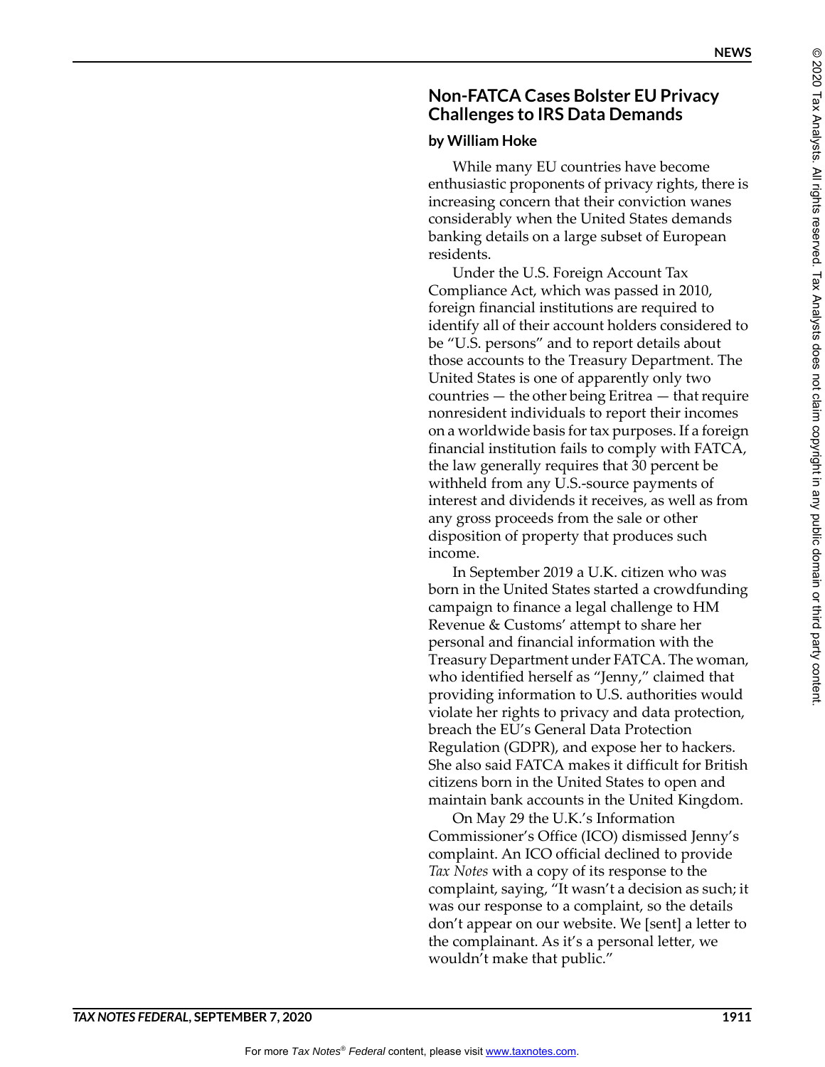# Non-FATCA Cases Bolster EU Privacy Challenges to IRS Data Demands

**by William Hoke**

While many EU countries have become enthusiastic proponents of privacy rights, there is increasing concern that their conviction wanes considerably when the United States demands banking details on a large subset of European residents.

Under the U.S. Foreign Account Tax Compliance Act, which was passed in 2010, foreign financial institutions are required to identify all of their account holders considered to be "U.S. persons" and to report details about those accounts to the Treasury Department. The United States is one of apparently only two countries — the other being Eritrea — that require nonresident individuals to report their incomes on a worldwide basis for tax purposes. If a foreign financial institution fails to comply with FATCA, the law generally requires that 30 percent be withheld from any U.S.-source payments of interest and dividends it receives, as well as from any gross proceeds from the sale or other disposition of property that produces such income.

In September 2019 a U.K. citizen who was born in the United States started a crowdfunding campaign to finance a legal challenge to HM Revenue & Customs' attempt to share her personal and financial information with the Treasury Department under FATCA. The woman, who identified herself as "Jenny," claimed that providing information to U.S. authorities would violate her rights to privacy and data protection, breach the EU's General Data Protection Regulation (GDPR), and expose her to hackers. She also said FATCA makes it difficult for British citizens born in the United States to open and maintain bank accounts in the United Kingdom.

On May 29 the U.K.'s Information Commissioner's Office (ICO) dismissed Jenny's complaint. An ICO official declined to provide *Tax Notes* with a copy of its response to the complaint, saying, "It wasn't a decision as such; it was our response to a complaint, so the details don't appear on our website. We [sent] a letter to the complainant. As it's a personal letter, we wouldn't make that public."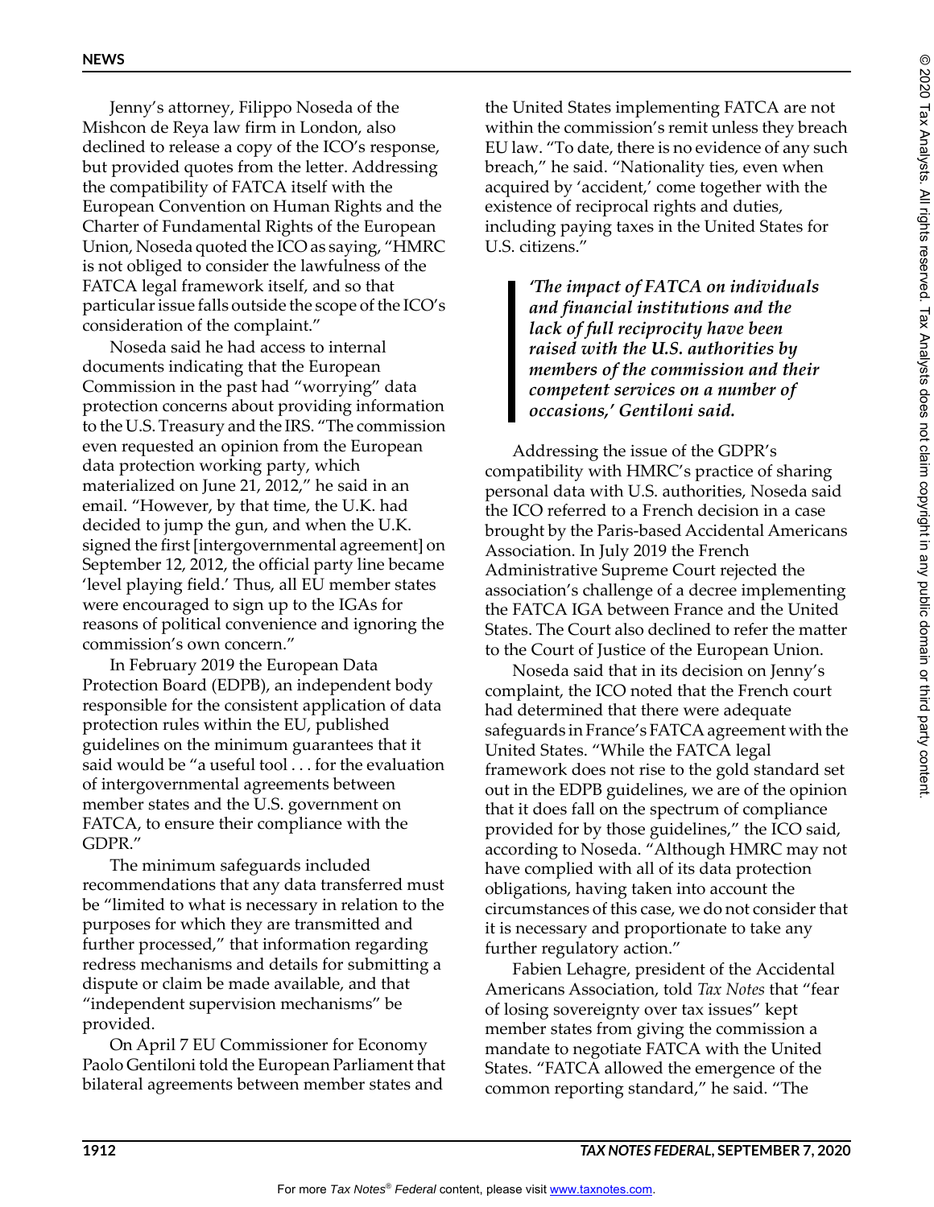Jenny's attorney, Filippo Noseda of the Mishcon de Reya law firm in London, also declined to release a copy of the ICO's response, but provided quotes from the letter. Addressing the compatibility of FATCA itself with the European Convention on Human Rights and the Charter of Fundamental Rights of the European Union, Noseda quoted the ICO as saying, "HMRC is not obliged to consider the lawfulness of the FATCA legal framework itself, and so that particular issue falls outside the scope of the ICO's consideration of the complaint."

Noseda said he had access to internal documents indicating that the European Commission in the past had "worrying" data protection concerns about providing information to the U.S. Treasury and the IRS. "The commission even requested an opinion from the European data protection working party, which materialized on June 21, 2012," he said in an email. "However, by that time, the U.K. had decided to jump the gun, and when the U.K. signed the first [intergovernmental agreement] on September 12, 2012, the official party line became 'level playing field.' Thus, all EU member states were encouraged to sign up to the IGAs for reasons of political convenience and ignoring the commission's own concern."

In February 2019 the European Data Protection Board (EDPB), an independent body responsible for the consistent application of data protection rules within the EU, published guidelines on the minimum guarantees that it said would be "a useful tool . . . for the evaluation of intergovernmental agreements between member states and the U.S. government on FATCA, to ensure their compliance with the GDPR."

The minimum safeguards included recommendations that any data transferred must be "limited to what is necessary in relation to the purposes for which they are transmitted and further processed," that information regarding redress mechanisms and details for submitting a dispute or claim be made available, and that "independent supervision mechanisms" be provided.

On April 7 EU Commissioner for Economy Paolo Gentiloni told the European Parliament that bilateral agreements between member states and the United States implementing FATCA are not within the commission's remit unless they breach EU law. "To date, there is no evidence of any such breach," he said. "Nationality ties, even when acquired by 'accident,' come together with the existence of reciprocal rights and duties, including paying taxes in the United States for U.S. citizens."

> ***'The impact of FATCA on individuals and financial institutions and the lack of full reciprocity have been raised with the U.S. authorities by members of the commission and their competent services on a number of occasions,' Gentiloni said.***

Addressing the issue of the GDPR's compatibility with HMRC's practice of sharing personal data with U.S. authorities, Noseda said the ICO referred to a French decision in a case brought by the Paris-based Accidental Americans Association. In July 2019 the French Administrative Supreme Court rejected the association's challenge of a decree implementing the FATCA IGA between France and the United States. The Court also declined to refer the matter to the Court of Justice of the European Union.

Noseda said that in its decision on Jenny's complaint, the ICO noted that the French court had determined that there were adequate safeguards in France's FATCA agreement with the United States. "While the FATCA legal framework does not rise to the gold standard set out in the EDPB guidelines, we are of the opinion that it does fall on the spectrum of compliance provided for by those guidelines," the ICO said, according to Noseda. "Although HMRC may not have complied with all of its data protection obligations, having taken into account the circumstances of this case, we do not consider that it is necessary and proportionate to take any further regulatory action."

Fabien Lehagre, president of the Accidental Americans Association, told *Tax Notes* that "fear of losing sovereignty over tax issues" kept member states from giving the commission a mandate to negotiate FATCA with the United States. "FATCA allowed the emergence of the common reporting standard," he said. "The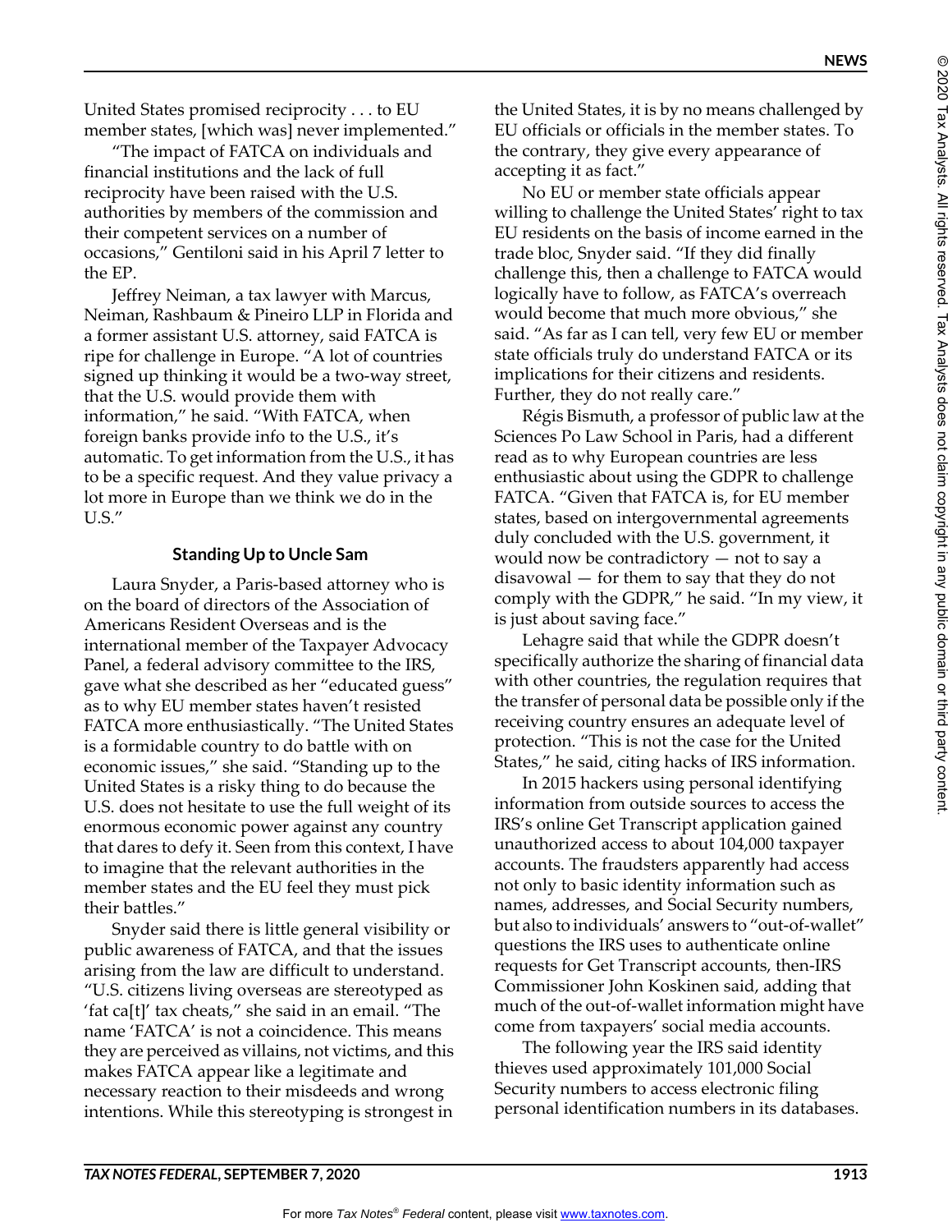United States promised reciprocity . . . to EU member states, [which was] never implemented."

"The impact of FATCA on individuals and financial institutions and the lack of full reciprocity have been raised with the U.S. authorities by members of the commission and their competent services on a number of occasions," Gentiloni said in his April 7 letter to the EP.

Jeffrey Neiman, a tax lawyer with Marcus, Neiman, Rashbaum & Pineiro LLP in Florida and a former assistant U.S. attorney, said FATCA is ripe for challenge in Europe. "A lot of countries signed up thinking it would be a two-way street, that the U.S. would provide them with information," he said. "With FATCA, when foreign banks provide info to the U.S., it's automatic. To get information from the U.S., it has to be a specific request. And they value privacy a lot more in Europe than we think we do in the U.S."

### Standing Up to Uncle Sam

Laura Snyder, a Paris-based attorney who is on the board of directors of the Association of Americans Resident Overseas and is the international member of the Taxpayer Advocacy Panel, a federal advisory committee to the IRS, gave what she described as her "educated guess" as to why EU member states haven't resisted FATCA more enthusiastically. "The United States is a formidable country to do battle with on economic issues," she said. "Standing up to the United States is a risky thing to do because the U.S. does not hesitate to use the full weight of its enormous economic power against any country that dares to defy it. Seen from this context, I have to imagine that the relevant authorities in the member states and the EU feel they must pick their battles."

Snyder said there is little general visibility or public awareness of FATCA, and that the issues arising from the law are difficult to understand. "U.S. citizens living overseas are stereotyped as 'fat ca[t]' tax cheats," she said in an email. "The name 'FATCA' is not a coincidence. This means they are perceived as villains, not victims, and this makes FATCA appear like a legitimate and necessary reaction to their misdeeds and wrong intentions. While this stereotyping is strongest in the United States, it is by no means challenged by EU officials or officials in the member states. To the contrary, they give every appearance of accepting it as fact."

No EU or member state officials appear willing to challenge the United States' right to tax EU residents on the basis of income earned in the trade bloc, Snyder said. "If they did finally challenge this, then a challenge to FATCA would logically have to follow, as FATCA's overreach would become that much more obvious," she said. "As far as I can tell, very few EU or member state officials truly do understand FATCA or its implications for their citizens and residents. Further, they do not really care."

Régis Bismuth, a professor of public law at the Sciences Po Law School in Paris, had a different read as to why European countries are less enthusiastic about using the GDPR to challenge FATCA. "Given that FATCA is, for EU member states, based on intergovernmental agreements duly concluded with the U.S. government, it would now be contradictory — not to say a disavowal — for them to say that they do not comply with the GDPR," he said. "In my view, it is just about saving face."

Lehagre said that while the GDPR doesn't specifically authorize the sharing of financial data with other countries, the regulation requires that the transfer of personal data be possible only if the receiving country ensures an adequate level of protection. "This is not the case for the United States," he said, citing hacks of IRS information.

In 2015 hackers using personal identifying information from outside sources to access the IRS's online Get Transcript application gained unauthorized access to about 104,000 taxpayer accounts. The fraudsters apparently had access not only to basic identity information such as names, addresses, and Social Security numbers, but also to individuals' answers to "out-of-wallet" questions the IRS uses to authenticate online requests for Get Transcript accounts, then-IRS Commissioner John Koskinen said, adding that much of the out-of-wallet information might have come from taxpayers' social media accounts.

The following year the IRS said identity thieves used approximately 101,000 Social Security numbers to access electronic filing personal identification numbers in its databases.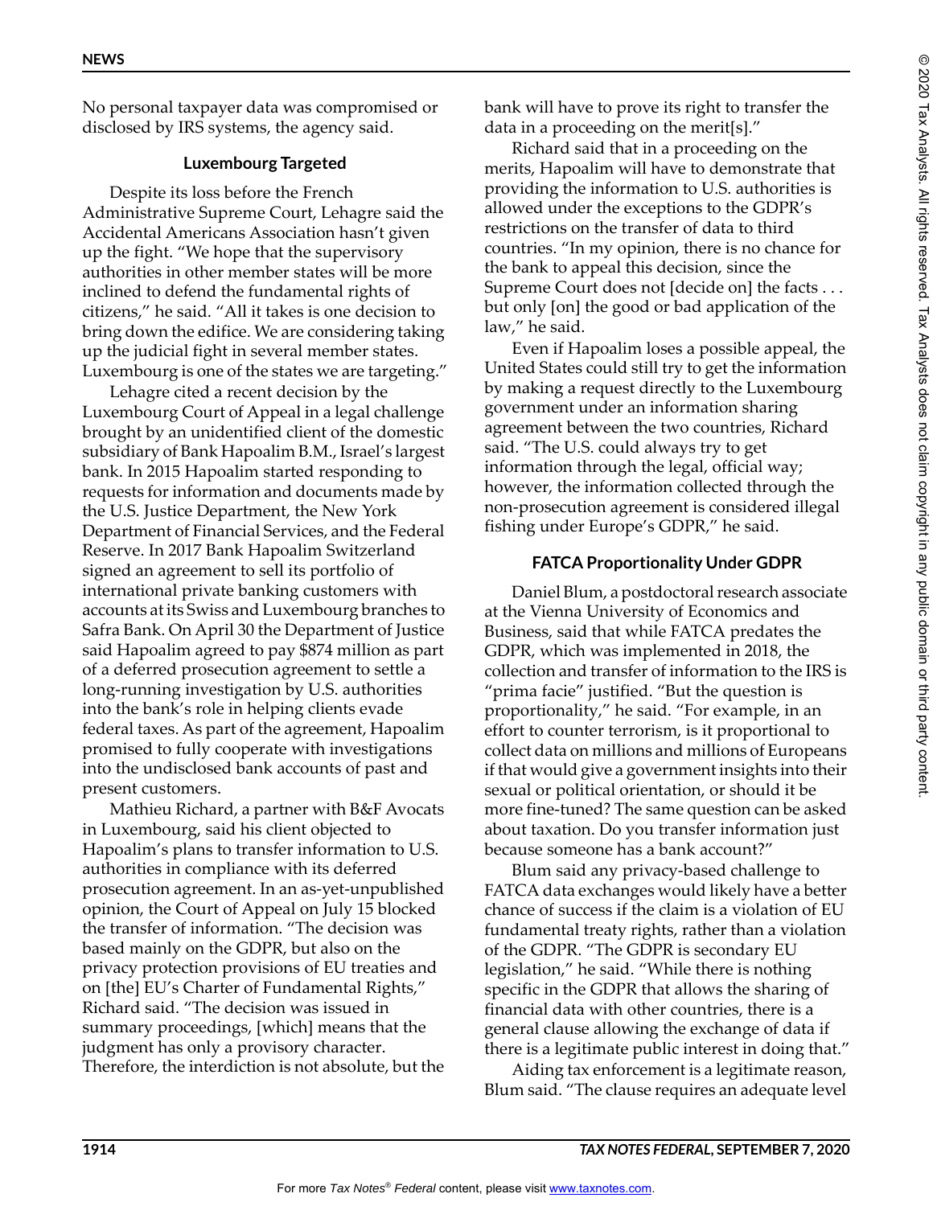No personal taxpayer data was compromised or disclosed by IRS systems, the agency said.

### Luxembourg Targeted

Despite its loss before the French Administrative Supreme Court, Lehagre said the Accidental Americans Association hasn't given up the fight. "We hope that the supervisory authorities in other member states will be more inclined to defend the fundamental rights of citizens," he said. "All it takes is one decision to bring down the edifice. We are considering taking up the judicial fight in several member states. Luxembourg is one of the states we are targeting."

Lehagre cited a recent decision by the Luxembourg Court of Appeal in a legal challenge brought by an unidentified client of the domestic subsidiary of Bank Hapoalim B.M., Israel's largest bank. In 2015 Hapoalim started responding to requests for information and documents made by the U.S. Justice Department, the New York Department of Financial Services, and the Federal Reserve. In 2017 Bank Hapoalim Switzerland signed an agreement to sell its portfolio of international private banking customers with accounts at its Swiss and Luxembourg branches to Safra Bank. On April 30 the Department of Justice said Hapoalim agreed to pay $874 million as part of a deferred prosecution agreement to settle a long-running investigation by U.S. authorities into the bank's role in helping clients evade federal taxes. As part of the agreement, Hapoalim promised to fully cooperate with investigations into the undisclosed bank accounts of past and present customers.

Mathieu Richard, a partner with B&F Avocats in Luxembourg, said his client objected to Hapoalim's plans to transfer information to U.S. authorities in compliance with its deferred prosecution agreement. In an as-yet-unpublished opinion, the Court of Appeal on July 15 blocked the transfer of information. "The decision was based mainly on the GDPR, but also on the privacy protection provisions of EU treaties and on [the] EU's Charter of Fundamental Rights," Richard said. "The decision was issued in summary proceedings, [which] means that the judgment has only a provisory character. Therefore, the interdiction is not absolute, but the bank will have to prove its right to transfer the data in a proceeding on the merit[s]."

Richard said that in a proceeding on the merits, Hapoalim will have to demonstrate that providing the information to U.S. authorities is allowed under the exceptions to the GDPR's restrictions on the transfer of data to third countries. "In my opinion, there is no chance for the bank to appeal this decision, since the Supreme Court does not [decide on] the facts . . . but only [on] the good or bad application of the law," he said.

Even if Hapoalim loses a possible appeal, the United States could still try to get the information by making a request directly to the Luxembourg government under an information sharing agreement between the two countries, Richard said. "The U.S. could always try to get information through the legal, official way; however, the information collected through the non-prosecution agreement is considered illegal fishing under Europe's GDPR," he said.

### FATCA Proportionality Under GDPR

Daniel Blum, a postdoctoral research associate at the Vienna University of Economics and Business, said that while FATCA predates the GDPR, which was implemented in 2018, the collection and transfer of information to the IRS is "prima facie" justified. "But the question is proportionality," he said. "For example, in an effort to counter terrorism, is it proportional to collect data on millions and millions of Europeans if that would give a government insights into their sexual or political orientation, or should it be more fine-tuned? The same question can be asked about taxation. Do you transfer information just because someone has a bank account?"

Blum said any privacy-based challenge to FATCA data exchanges would likely have a better chance of success if the claim is a violation of EU fundamental treaty rights, rather than a violation of the GDPR. "The GDPR is secondary EU legislation," he said. "While there is nothing specific in the GDPR that allows the sharing of financial data with other countries, there is a general clause allowing the exchange of data if there is a legitimate public interest in doing that."

Aiding tax enforcement is a legitimate reason, Blum said. "The clause requires an adequate level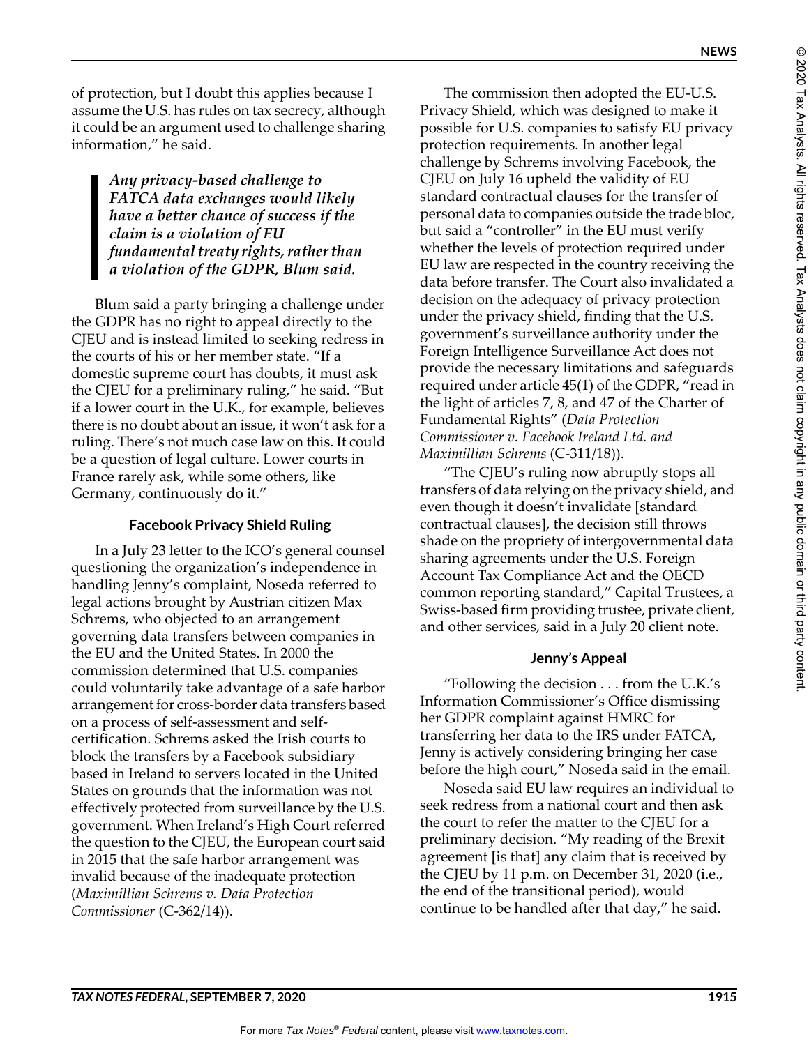of protection, but I doubt this applies because I assume the U.S. has rules on tax secrecy, although it could be an argument used to challenge sharing information," he said.

> ***Any privacy-based challenge to FATCA data exchanges would likely have a better chance of success if the claim is a violation of EU fundamental treaty rights, rather than a violation of the GDPR, Blum said.***

Blum said a party bringing a challenge under the GDPR has no right to appeal directly to the CJEU and is instead limited to seeking redress in the courts of his or her member state. "If a domestic supreme court has doubts, it must ask the CJEU for a preliminary ruling," he said. "But if a lower court in the U.K., for example, believes there is no doubt about an issue, it won't ask for a ruling. There's not much case law on this. It could be a question of legal culture. Lower courts in France rarely ask, while some others, like Germany, continuously do it."

### Facebook Privacy Shield Ruling

In a July 23 letter to the ICO's general counsel questioning the organization's independence in handling Jenny's complaint, Noseda referred to legal actions brought by Austrian citizen Max Schrems, who objected to an arrangement governing data transfers between companies in the EU and the United States. In 2000 the commission determined that U.S. companies could voluntarily take advantage of a safe harbor arrangement for cross-border data transfers based on a process of self-assessment and self-certification. Schrems asked the Irish courts to block the transfers by a Facebook subsidiary based in Ireland to servers located in the United States on grounds that the information was not effectively protected from surveillance by the U.S. government. When Ireland's High Court referred the question to the CJEU, the European court said in 2015 that the safe harbor arrangement was invalid because of the inadequate protection (*Maximillian Schrems v. Data Protection Commissioner* (C-362/14)).

The commission then adopted the EU-U.S. Privacy Shield, which was designed to make it possible for U.S. companies to satisfy EU privacy protection requirements. In another legal challenge by Schrems involving Facebook, the CJEU on July 16 upheld the validity of EU standard contractual clauses for the transfer of personal data to companies outside the trade bloc, but said a "controller" in the EU must verify whether the levels of protection required under EU law are respected in the country receiving the data before transfer. The Court also invalidated a decision on the adequacy of privacy protection under the privacy shield, finding that the U.S. government's surveillance authority under the Foreign Intelligence Surveillance Act does not provide the necessary limitations and safeguards required under article 45(1) of the GDPR, "read in the light of articles 7, 8, and 47 of the Charter of Fundamental Rights" (*Data Protection Commissioner v. Facebook Ireland Ltd. and Maximillian Schrems* (C-311/18)).

"The CJEU's ruling now abruptly stops all transfers of data relying on the privacy shield, and even though it doesn't invalidate [standard contractual clauses], the decision still throws shade on the propriety of intergovernmental data sharing agreements under the U.S. Foreign Account Tax Compliance Act and the OECD common reporting standard," Capital Trustees, a Swiss-based firm providing trustee, private client, and other services, said in a July 20 client note.

### Jenny's Appeal

"Following the decision . . . from the U.K.'s Information Commissioner's Office dismissing her GDPR complaint against HMRC for transferring her data to the IRS under FATCA, Jenny is actively considering bringing her case before the high court," Noseda said in the email.

Noseda said EU law requires an individual to seek redress from a national court and then ask the court to refer the matter to the CJEU for a preliminary decision. "My reading of the Brexit agreement [is that] any claim that is received by the CJEU by 11 p.m. on December 31, 2020 (i.e., the end of the transitional period), would continue to be handled after that day," he said.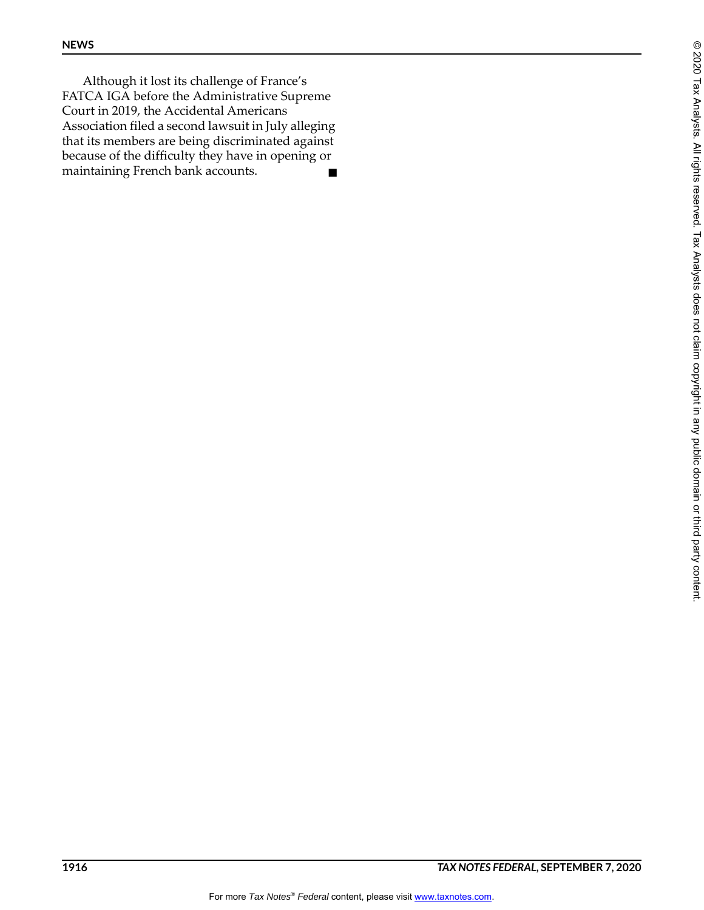Although it lost its challenge of France's FATCA IGA before the Administrative Supreme Court in 2019, the Accidental Americans Association filed a second lawsuit in July alleging that its members are being discriminated against because of the difficulty they have in opening or maintaining French bank accounts. ■